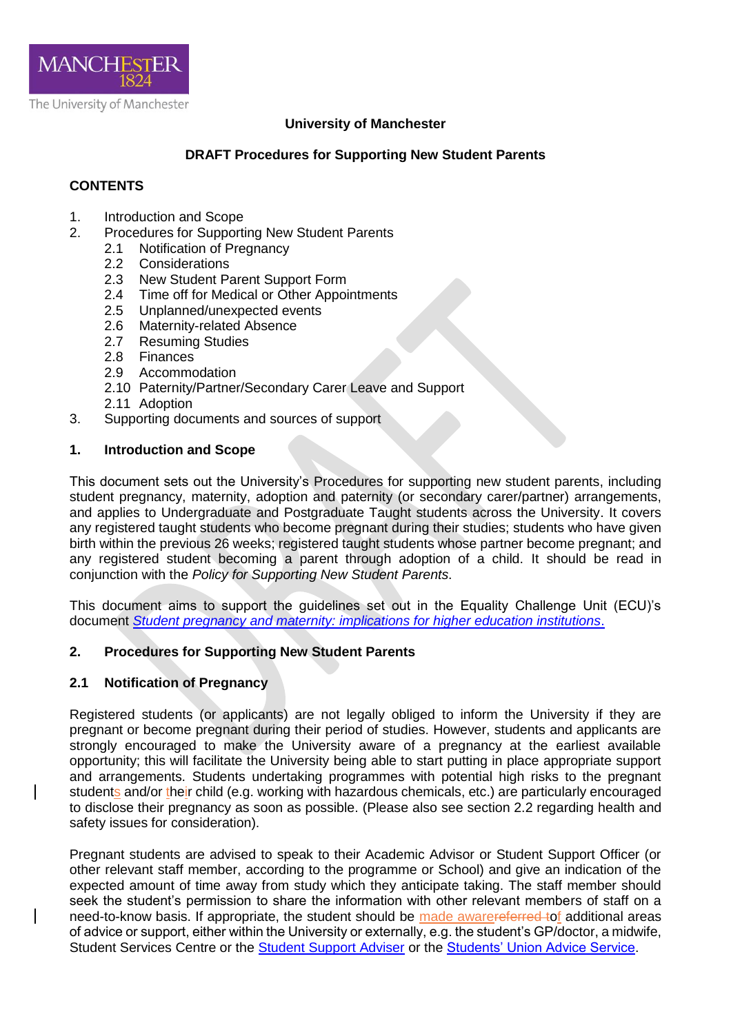**University of Manchester**

**DRAFT Procedures for Supporting New Student Parents**

**CONTENTS**

1. Introduction and Scope
2. Procedures for Supporting New Student Parents
   - 2.1 Notification of Pregnancy
   - 2.2 Considerations
   - 2.3 New Student Parent Support Form
   - 2.4 Time off for Medical or Other Appointments
   - 2.5 Unplanned/unexpected events
   - 2.6 Maternity-related Absence
   - 2.7 Resuming Studies
   - 2.8 Finances
   - 2.9 Accommodation
   - 2.10 Paternity/Partner/Secondary Carer Leave and Support
   - 2.11 Adoption
3. Supporting documents and sources of support

## 1. Introduction and Scope

This document sets out the University's Procedures for supporting new student parents, including student pregnancy, maternity, adoption and paternity (or secondary carer/partner) arrangements, and applies to Undergraduate and Postgraduate Taught students across the University. It covers any registered taught students who become pregnant during their studies; students who have given birth within the previous 26 weeks; registered taught students whose partner become pregnant; and any registered student becoming a parent through adoption of a child. It should be read in conjunction with the *Policy for Supporting New Student Parents*.

This document aims to support the guidelines set out in the Equality Challenge Unit (ECU)'s document *Student pregnancy and maternity: implications for higher education institutions*.

## 2. Procedures for Supporting New Student Parents

### 2.1 Notification of Pregnancy

Registered students (or applicants) are not legally obliged to inform the University if they are pregnant or become pregnant during their period of studies. However, students and applicants are strongly encouraged to make the University aware of a pregnancy at the earliest available opportunity; this will facilitate the University being able to start putting in place appropriate support and arrangements. Students undertaking programmes with potential high risks to the pregnant students and/or their child (e.g. working with hazardous chemicals, etc.) are particularly encouraged to disclose their pregnancy as soon as possible. (Please also see section 2.2 regarding health and safety issues for consideration).

Pregnant students are advised to speak to their Academic Advisor or Student Support Officer (or other relevant staff member, according to the programme or School) and give an indication of the expected amount of time away from study which they anticipate taking. The staff member should seek the student's permission to share the information with other relevant members of staff on a need-to-know basis. If appropriate, the student should be made aware ~~referred to~~ of additional areas of advice or support, either within the University or externally, e.g. the student's GP/doctor, a midwife, Student Services Centre or the Student Support Adviser or the Students' Union Advice Service.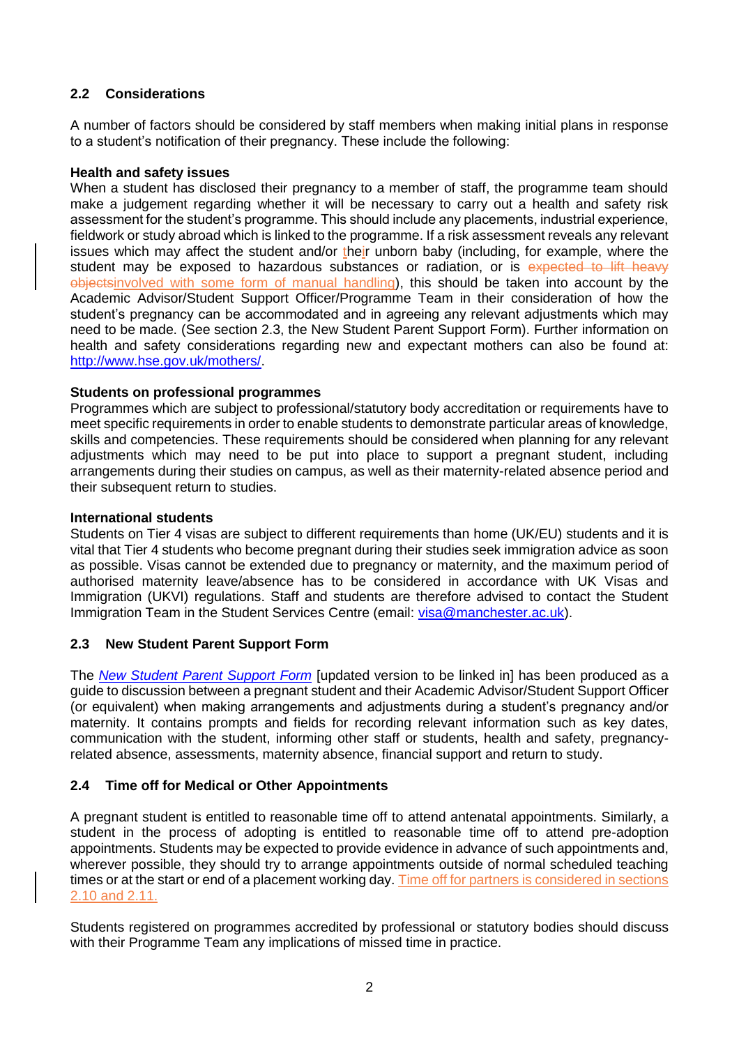### 2.2 Considerations

A number of factors should be considered by staff members when making initial plans in response to a student's notification of their pregnancy. These include the following:

**Health and safety issues**
When a student has disclosed their pregnancy to a member of staff, the programme team should make a judgement regarding whether it will be necessary to carry out a health and safety risk assessment for the student's programme. This should include any placements, industrial experience, fieldwork or study abroad which is linked to the programme. If a risk assessment reveals any relevant issues which may affect the student and/or their unborn baby (including, for example, where the student may be exposed to hazardous substances or radiation, or is ~~expected to lift heavy objects~~involved with some form of manual handling), this should be taken into account by the Academic Advisor/Student Support Officer/Programme Team in their consideration of how the student's pregnancy can be accommodated and in agreeing any relevant adjustments which may need to be made. (See section 2.3, the New Student Parent Support Form). Further information on health and safety considerations regarding new and expectant mothers can also be found at: http://www.hse.gov.uk/mothers/.

**Students on professional programmes**
Programmes which are subject to professional/statutory body accreditation or requirements have to meet specific requirements in order to enable students to demonstrate particular areas of knowledge, skills and competencies. These requirements should be considered when planning for any relevant adjustments which may need to be put into place to support a pregnant student, including arrangements during their studies on campus, as well as their maternity-related absence period and their subsequent return to studies.

**International students**
Students on Tier 4 visas are subject to different requirements than home (UK/EU) students and it is vital that Tier 4 students who become pregnant during their studies seek immigration advice as soon as possible. Visas cannot be extended due to pregnancy or maternity, and the maximum period of authorised maternity leave/absence has to be considered in accordance with UK Visas and Immigration (UKVI) regulations. Staff and students are therefore advised to contact the Student Immigration Team in the Student Services Centre (email: visa@manchester.ac.uk).

### 2.3 New Student Parent Support Form

The *New Student Parent Support Form* [updated version to be linked in] has been produced as a guide to discussion between a pregnant student and their Academic Advisor/Student Support Officer (or equivalent) when making arrangements and adjustments during a student's pregnancy and/or maternity. It contains prompts and fields for recording relevant information such as key dates, communication with the student, informing other staff or students, health and safety, pregnancy-related absence, assessments, maternity absence, financial support and return to study.

### 2.4 Time off for Medical or Other Appointments

A pregnant student is entitled to reasonable time off to attend antenatal appointments. Similarly, a student in the process of adopting is entitled to reasonable time off to attend pre-adoption appointments. Students may be expected to provide evidence in advance of such appointments and, wherever possible, they should try to arrange appointments outside of normal scheduled teaching times or at the start or end of a placement working day. Time off for partners is considered in sections 2.10 and 2.11.

Students registered on programmes accredited by professional or statutory bodies should discuss with their Programme Team any implications of missed time in practice.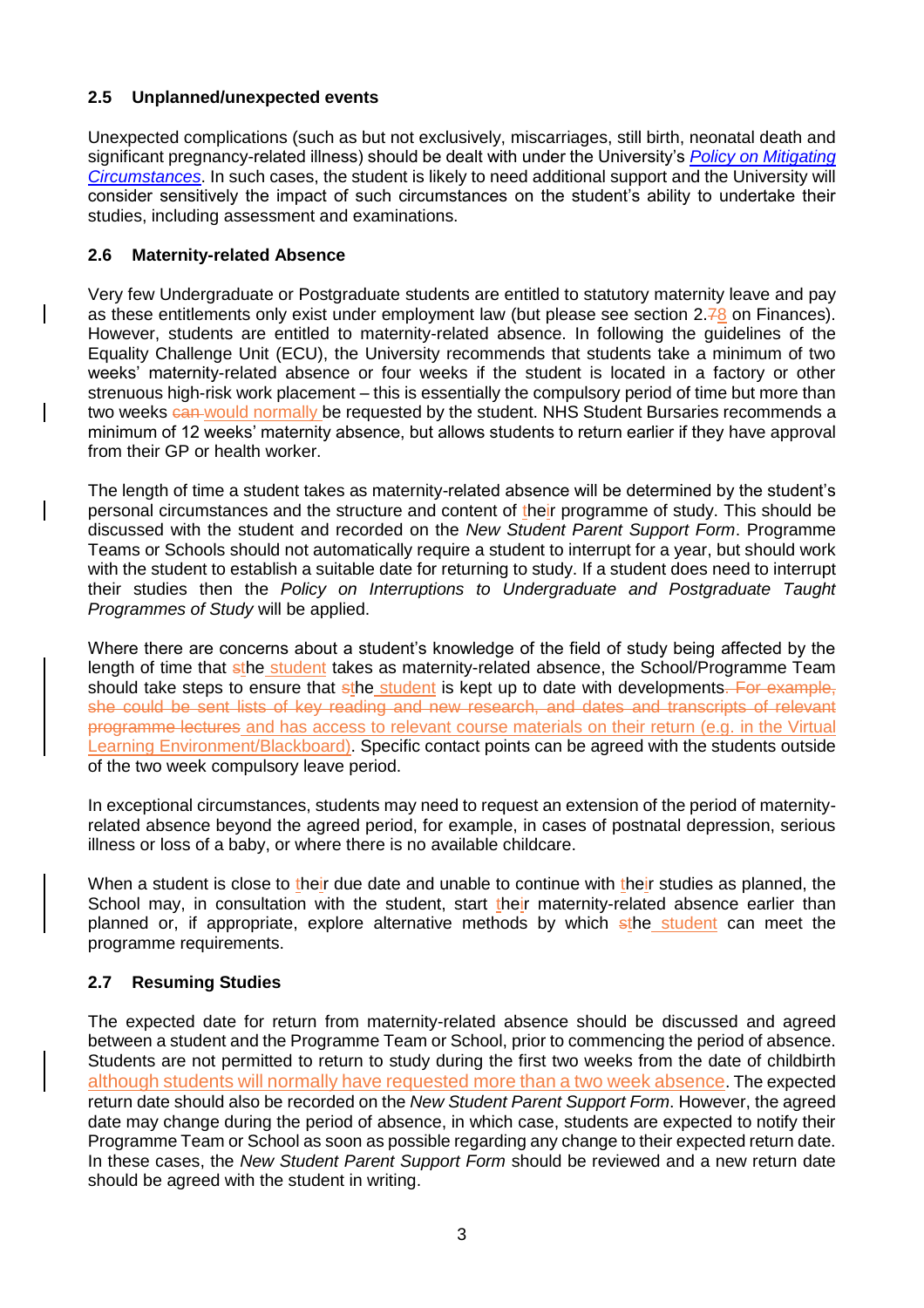### 2.5 Unplanned/unexpected events

Unexpected complications (such as but not exclusively, miscarriages, still birth, neonatal death and significant pregnancy-related illness) should be dealt with under the University's *Policy on Mitigating Circumstances*. In such cases, the student is likely to need additional support and the University will consider sensitively the impact of such circumstances on the student's ability to undertake their studies, including assessment and examinations.

### 2.6 Maternity-related Absence

Very few Undergraduate or Postgraduate students are entitled to statutory maternity leave and pay as these entitlements only exist under employment law (but please see section 2.~~7~~8 on Finances). However, students are entitled to maternity-related absence. In following the guidelines of the Equality Challenge Unit (ECU), the University recommends that students take a minimum of two weeks' maternity-related absence or four weeks if the student is located in a factory or other strenuous high-risk work placement – this is essentially the compulsory period of time but more than two weeks ~~can~~ would normally be requested by the student. NHS Student Bursaries recommends a minimum of 12 weeks' maternity absence, but allows students to return earlier if they have approval from their GP or health worker.

The length of time a student takes as maternity-related absence will be determined by the student's personal circumstances and the structure and content of their programme of study. This should be discussed with the student and recorded on the *New Student Parent Support Form*. Programme Teams or Schools should not automatically require a student to interrupt for a year, but should work with the student to establish a suitable date for returning to study. If a student does need to interrupt their studies then the *Policy on Interruptions to Undergraduate and Postgraduate Taught Programmes of Study* will be applied.

Where there are concerns about a student's knowledge of the field of study being affected by the length of time that ~~s~~the student takes as maternity-related absence, the School/Programme Team should take steps to ensure that ~~s~~the student is kept up to date with developments~~. For example, she could be sent lists of key reading and new research, and dates and transcripts of relevant programme lectures~~ and has access to relevant course materials on their return (e.g. in the Virtual Learning Environment/Blackboard). Specific contact points can be agreed with the students outside of the two week compulsory leave period.

In exceptional circumstances, students may need to request an extension of the period of maternity-related absence beyond the agreed period, for example, in cases of postnatal depression, serious illness or loss of a baby, or where there is no available childcare.

When a student is close to their due date and unable to continue with their studies as planned, the School may, in consultation with the student, start their maternity-related absence earlier than planned or, if appropriate, explore alternative methods by which ~~s~~the student can meet the programme requirements.

### 2.7 Resuming Studies

The expected date for return from maternity-related absence should be discussed and agreed between a student and the Programme Team or School, prior to commencing the period of absence. Students are not permitted to return to study during the first two weeks from the date of childbirth although students will normally have requested more than a two week absence. The expected return date should also be recorded on the *New Student Parent Support Form*. However, the agreed date may change during the period of absence, in which case, students are expected to notify their Programme Team or School as soon as possible regarding any change to their expected return date. In these cases, the *New Student Parent Support Form* should be reviewed and a new return date should be agreed with the student in writing.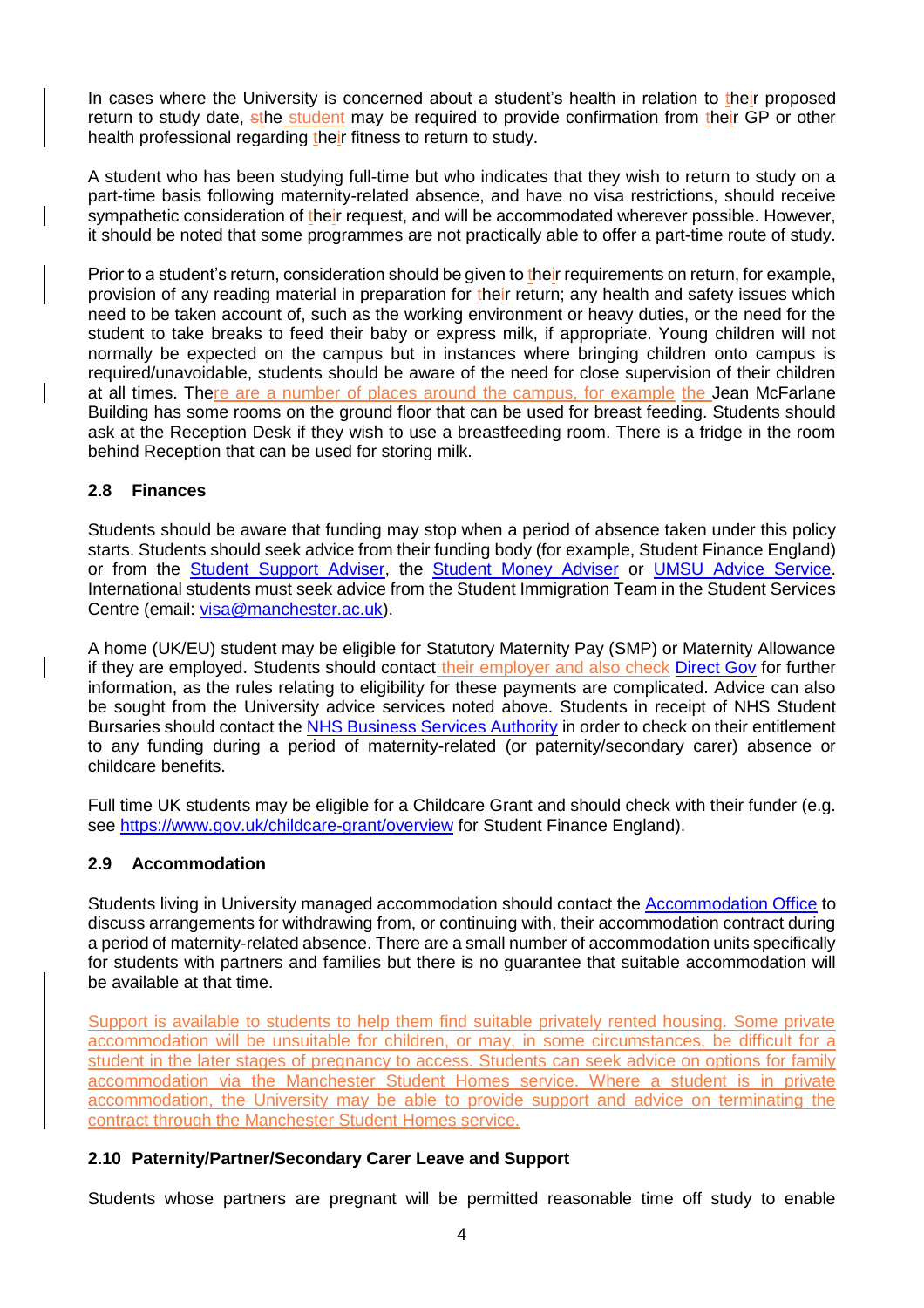In cases where the University is concerned about a student's health in relation to their proposed return to study date, the student may be required to provide confirmation from their GP or other health professional regarding their fitness to return to study.

A student who has been studying full-time but who indicates that they wish to return to study on a part-time basis following maternity-related absence, and have no visa restrictions, should receive sympathetic consideration of their request, and will be accommodated wherever possible. However, it should be noted that some programmes are not practically able to offer a part-time route of study.

Prior to a student's return, consideration should be given to their requirements on return, for example, provision of any reading material in preparation for their return; any health and safety issues which need to be taken account of, such as the working environment or heavy duties, or the need for the student to take breaks to feed their baby or express milk, if appropriate. Young children will not normally be expected on the campus but in instances where bringing children onto campus is required/unavoidable, students should be aware of the need for close supervision of their children at all times. There are a number of places around the campus, for example the Jean McFarlane Building has some rooms on the ground floor that can be used for breast feeding. Students should ask at the Reception Desk if they wish to use a breastfeeding room. There is a fridge in the room behind Reception that can be used for storing milk.

### 2.8 Finances

Students should be aware that funding may stop when a period of absence taken under this policy starts. Students should seek advice from their funding body (for example, Student Finance England) or from the Student Support Adviser, the Student Money Adviser or UMSU Advice Service. International students must seek advice from the Student Immigration Team in the Student Services Centre (email: visa@manchester.ac.uk).

A home (UK/EU) student may be eligible for Statutory Maternity Pay (SMP) or Maternity Allowance if they are employed. Students should contact their employer and also check Direct Gov for further information, as the rules relating to eligibility for these payments are complicated. Advice can also be sought from the University advice services noted above. Students in receipt of NHS Student Bursaries should contact the NHS Business Services Authority in order to check on their entitlement to any funding during a period of maternity-related (or paternity/secondary carer) absence or childcare benefits.

Full time UK students may be eligible for a Childcare Grant and should check with their funder (e.g. see https://www.gov.uk/childcare-grant/overview for Student Finance England).

### 2.9 Accommodation

Students living in University managed accommodation should contact the Accommodation Office to discuss arrangements for withdrawing from, or continuing with, their accommodation contract during a period of maternity-related absence. There are a small number of accommodation units specifically for students with partners and families but there is no guarantee that suitable accommodation will be available at that time.

Support is available to students to help them find suitable privately rented housing. Some private accommodation will be unsuitable for children, or may, in some circumstances, be difficult for a student in the later stages of pregnancy to access. Students can seek advice on options for family accommodation via the Manchester Student Homes service. Where a student is in private accommodation, the University may be able to provide support and advice on terminating the contract through the Manchester Student Homes service.

### 2.10 Paternity/Partner/Secondary Carer Leave and Support

Students whose partners are pregnant will be permitted reasonable time off study to enable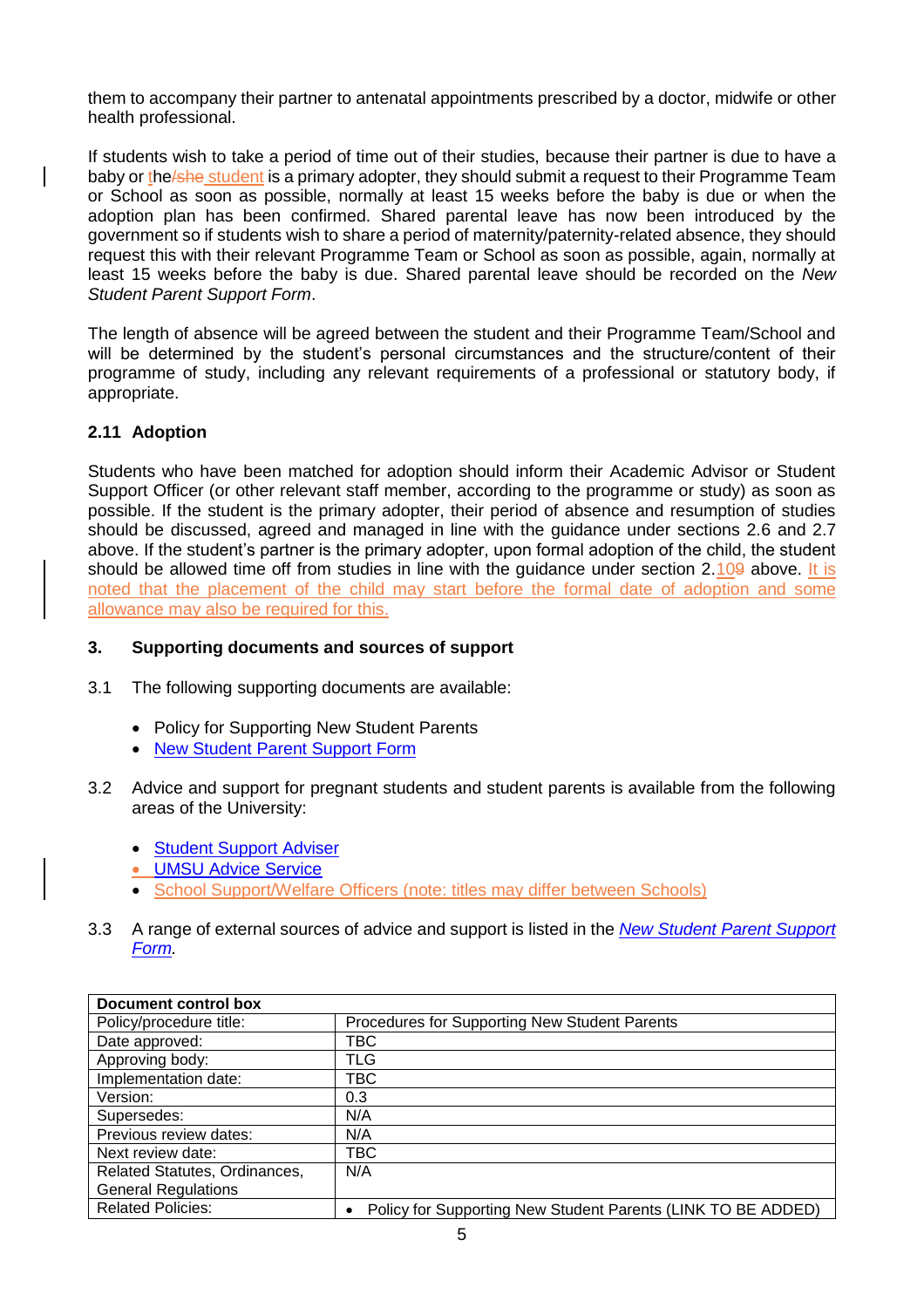them to accompany their partner to antenatal appointments prescribed by a doctor, midwife or other health professional.

If students wish to take a period of time out of their studies, because their partner is due to have a baby or the student is a primary adopter, they should submit a request to their Programme Team or School as soon as possible, normally at least 15 weeks before the baby is due or when the adoption plan has been confirmed. Shared parental leave has now been introduced by the government so if students wish to share a period of maternity/paternity-related absence, they should request this with their relevant Programme Team or School as soon as possible, again, normally at least 15 weeks before the baby is due. Shared parental leave should be recorded on the *New Student Parent Support Form*.

The length of absence will be agreed between the student and their Programme Team/School and will be determined by the student's personal circumstances and the structure/content of their programme of study, including any relevant requirements of a professional or statutory body, if appropriate.

### 2.11 Adoption

Students who have been matched for adoption should inform their Academic Advisor or Student Support Officer (or other relevant staff member, according to the programme or study) as soon as possible. If the student is the primary adopter, their period of absence and resumption of studies should be discussed, agreed and managed in line with the guidance under sections 2.6 and 2.7 above. If the student's partner is the primary adopter, upon formal adoption of the child, the student should be allowed time off from studies in line with the guidance under section 2.10 above. It is noted that the placement of the child may start before the formal date of adoption and some allowance may also be required for this.

## 3. Supporting documents and sources of support

3.1 The following supporting documents are available:

- Policy for Supporting New Student Parents
- New Student Parent Support Form

3.2 Advice and support for pregnant students and student parents is available from the following areas of the University:

- Student Support Adviser
- UMSU Advice Service
- School Support/Welfare Officers (note: titles may differ between Schools)

3.3 A range of external sources of advice and support is listed in the *New Student Parent Support Form.*

| Document control box | |
|---|---|
| Policy/procedure title: | Procedures for Supporting New Student Parents |
| Date approved: | TBC |
| Approving body: | TLG |
| Implementation date: | TBC |
| Version: | 0.3 |
| Supersedes: | N/A |
| Previous review dates: | N/A |
| Next review date: | TBC |
| Related Statutes, Ordinances, General Regulations | N/A |
| Related Policies: | • Policy for Supporting New Student Parents (LINK TO BE ADDED) |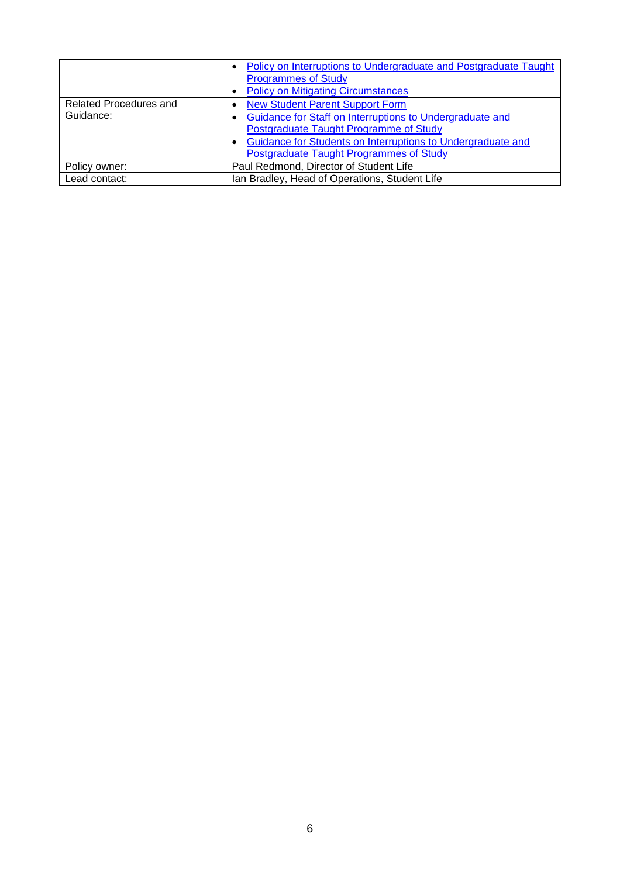| | |
|---|---|
| | • Policy on Interruptions to Undergraduate and Postgraduate Taught Programmes of Study<br>• Policy on Mitigating Circumstances |
| Related Procedures and Guidance: | • New Student Parent Support Form<br>• Guidance for Staff on Interruptions to Undergraduate and Postgraduate Taught Programme of Study<br>• Guidance for Students on Interruptions to Undergraduate and Postgraduate Taught Programmes of Study |
| Policy owner: | Paul Redmond, Director of Student Life |
| Lead contact: | Ian Bradley, Head of Operations, Student Life |